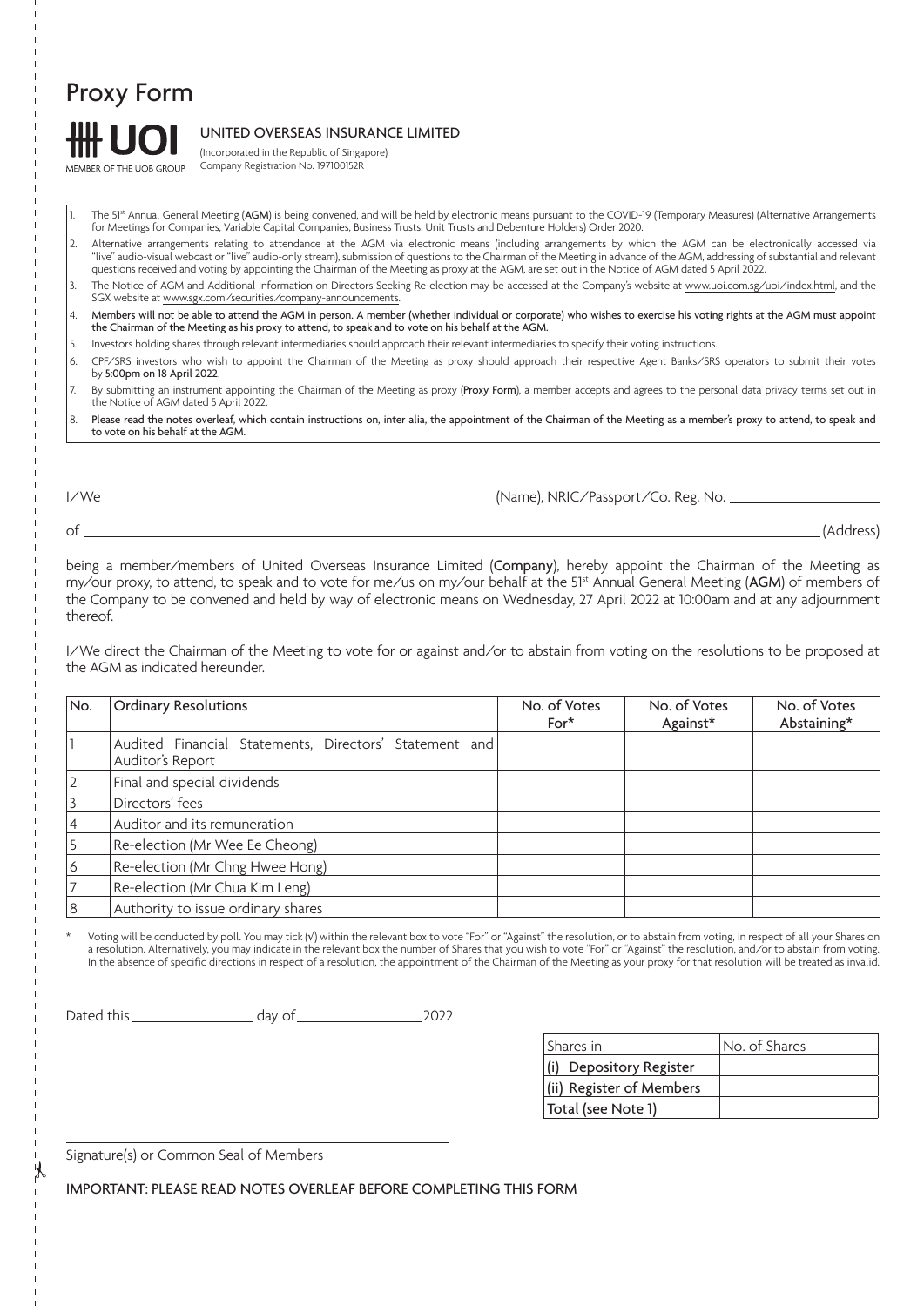# Proxy Form

UOI
MEMBER OF THE UOB GROUP

**UNITED OVERSEAS INSURANCE LIMITED**
(Incorporated in the Republic of Singapore)
Company Registration No. 197100152R

1. The 51st Annual General Meeting (**AGM**) is being convened, and will be held by electronic means pursuant to the COVID-19 (Temporary Measures) (Alternative Arrangements for Meetings for Companies, Variable Capital Companies, Business Trusts, Unit Trusts and Debenture Holders) Order 2020.
2. Alternative arrangements relating to attendance at the AGM via electronic means (including arrangements by which the AGM can be electronically accessed via "live" audio-visual webcast or "live" audio-only stream), submission of questions to the Chairman of the Meeting in advance of the AGM, addressing of substantial and relevant questions received and voting by appointing the Chairman of the Meeting as proxy at the AGM, are set out in the Notice of AGM dated 5 April 2022.
3. The Notice of AGM and Additional Information on Directors Seeking Re-election may be accessed at the Company's website at www.uoi.com.sg/uoi/index.html, and the SGX website at www.sgx.com/securities/company-announcements.
4. **Members will not be able to attend the AGM in person. A member (whether individual or corporate) who wishes to exercise his voting rights at the AGM must appoint the Chairman of the Meeting as his proxy to attend, to speak and to vote on his behalf at the AGM.**
5. Investors holding shares through relevant intermediaries should approach their relevant intermediaries to specify their voting instructions.
6. CPF/SRS investors who wish to appoint the Chairman of the Meeting as proxy should approach their respective Agent Banks/SRS operators to submit their votes by **5:00pm on 18 April 2022**.
7. By submitting an instrument appointing the Chairman of the Meeting as proxy (**Proxy Form**), a member accepts and agrees to the personal data privacy terms set out in the Notice of AGM dated 5 April 2022.
8. **Please read the notes overleaf, which contain instructions on, inter alia, the appointment of the Chairman of the Meeting as a member's proxy to attend, to speak and to vote on his behalf at the AGM.**

I/We \_\_\_\_\_\_\_\_\_\_\_\_\_\_\_\_\_\_\_\_\_\_\_\_\_\_\_\_\_\_ (Name), NRIC/Passport/Co. Reg. No. \_\_\_\_\_\_\_\_\_\_\_\_\_\_\_\_\_\_\_\_

of \_\_\_\_\_\_\_\_\_\_\_\_\_\_\_\_\_\_\_\_\_\_\_\_\_\_\_\_\_\_\_\_\_\_\_\_\_\_\_\_\_\_\_\_\_\_\_\_\_\_\_\_\_\_\_\_ (Address)

being a member/members of United Overseas Insurance Limited (**Company**), hereby appoint the Chairman of the Meeting as my/our proxy, to attend, to speak and to vote for me/us on my/our behalf at the 51st Annual General Meeting (**AGM**) of members of the Company to be convened and held by way of electronic means on Wednesday, 27 April 2022 at 10:00am and at any adjournment thereof.

I/We direct the Chairman of the Meeting to vote for or against and/or to abstain from voting on the resolutions to be proposed at the AGM as indicated hereunder.

| No. | Ordinary Resolutions | No. of Votes For* | No. of Votes Against* | No. of Votes Abstaining* |
|---|---|---|---|---|
| 1 | Audited Financial Statements, Directors' Statement and Auditor's Report | | | |
| 2 | Final and special dividends | | | |
| 3 | Directors' fees | | | |
| 4 | Auditor and its remuneration | | | |
| 5 | Re-election (Mr Wee Ee Cheong) | | | |
| 6 | Re-election (Mr Chng Hwee Hong) | | | |
| 7 | Re-election (Mr Chua Kim Leng) | | | |
| 8 | Authority to issue ordinary shares | | | |

\* Voting will be conducted by poll. You may tick (√) within the relevant box to vote "For" or "Against" the resolution, or to abstain from voting, in respect of all your Shares on a resolution. Alternatively, you may indicate in the relevant box the number of Shares that you wish to vote "For" or "Against" the resolution, and/or to abstain from voting. In the absence of specific directions in respect of a resolution, the appointment of the Chairman of the Meeting as your proxy for that resolution will be treated as invalid.

Dated this \_\_\_\_\_\_\_\_\_\_ day of \_\_\_\_\_\_\_\_\_\_ 2022

| Shares in | No. of Shares |
|---|---|
| (i) Depository Register | |
| (ii) Register of Members | |
| Total (see Note 1) | |

\_\_\_\_\_\_\_\_\_\_\_\_\_\_\_\_\_\_\_\_\_\_\_\_\_\_\_\_\_\_

Signature(s) or Common Seal of Members

IMPORTANT: PLEASE READ NOTES OVERLEAF BEFORE COMPLETING THIS FORM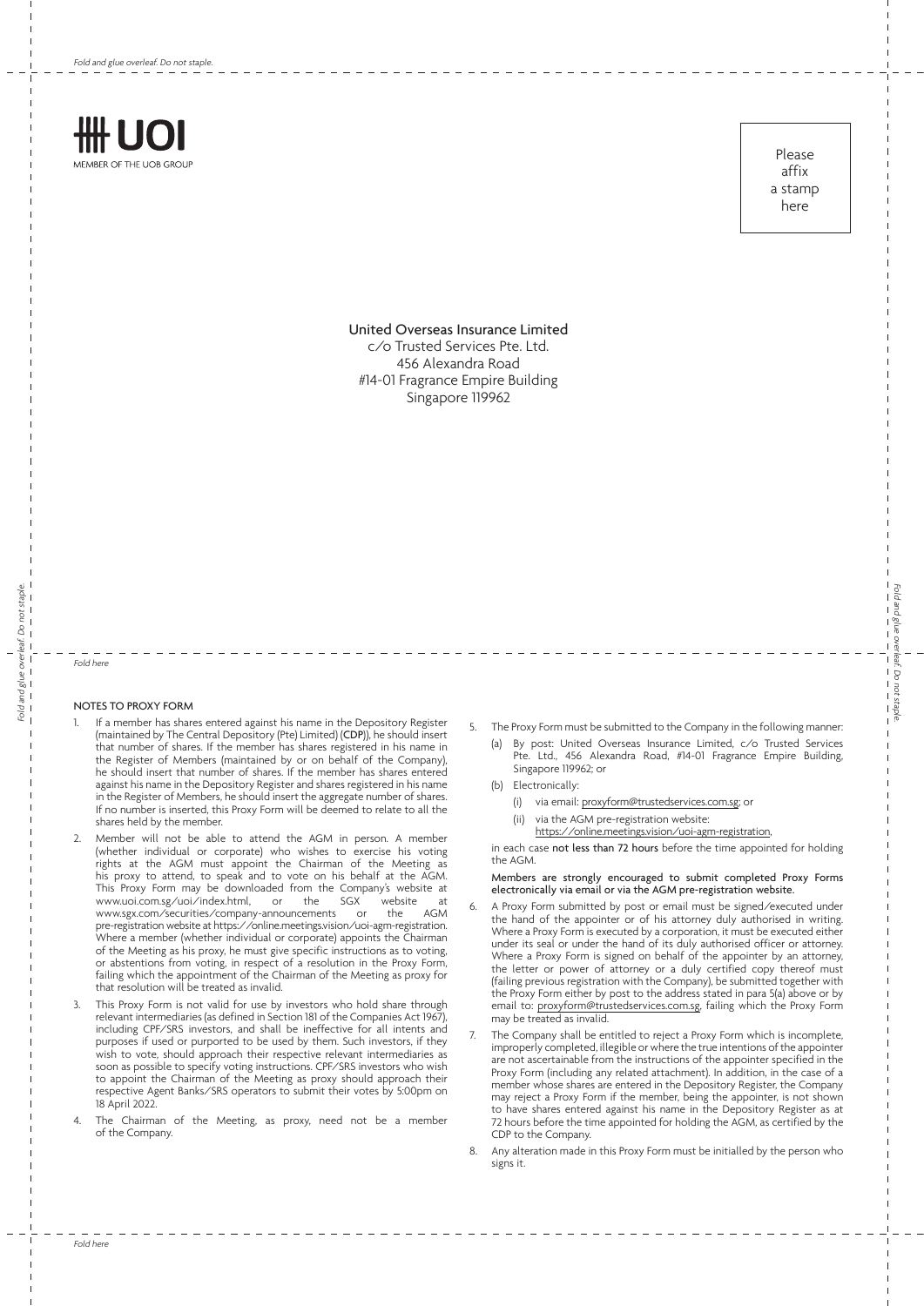*Fold and glue overleaf. Do not staple.*

UOI
MEMBER OF THE UOB GROUP

Please affix a stamp here

United Overseas Insurance Limited
c/o Trusted Services Pte. Ltd.
456 Alexandra Road
#14-01 Fragrance Empire Building
Singapore 119962

*Fold here*

## NOTES TO PROXY FORM

1. If a member has shares entered against his name in the Depository Register (maintained by The Central Depository (Pte) Limited) (**CDP**)), he should insert that number of shares. If the member has shares registered in his name in the Register of Members (maintained by or on behalf of the Company), he should insert that number of shares. If the member has shares entered against his name in the Depository Register and shares registered in his name in the Register of Members, he should insert the aggregate number of shares. If no number is inserted, this Proxy Form will be deemed to relate to all the shares held by the member.
2. Member will not be able to attend the AGM in person. A member (whether individual or corporate) who wishes to exercise his voting rights at the AGM must appoint the Chairman of the Meeting as his proxy to attend, to speak and to vote on his behalf at the AGM. This Proxy Form may be downloaded from the Company's website at www.uoi.com.sg/uoi/index.html, or the SGX website at www.sgx.com/securities/company-announcements or the AGM pre-registration website at https://online.meetings.vision/uoi-agm-registration. Where a member (whether individual or corporate) appoints the Chairman of the Meeting as his proxy, he must give specific instructions as to voting, or abstentions from voting, in respect of a resolution in the Proxy Form, failing which the appointment of the Chairman of the Meeting as proxy for that resolution will be treated as invalid.
3. This Proxy Form is not valid for use by investors who hold share through relevant intermediaries (as defined in Section 181 of the Companies Act 1967), including CPF/SRS investors, and shall be ineffective for all intents and purposes if used or purported to be used by them. Such investors, if they wish to vote, should approach their respective relevant intermediaries as soon as possible to specify voting instructions. CPF/SRS investors who wish to appoint the Chairman of the Meeting as proxy should approach their respective Agent Banks/SRS operators to submit their votes by 5:00pm on 18 April 2022.
4. The Chairman of the Meeting, as proxy, need not be a member of the Company.
5. The Proxy Form must be submitted to the Company in the following manner:
   (a) By post: United Overseas Insurance Limited, c/o Trusted Services Pte. Ltd., 456 Alexandra Road, #14-01 Fragrance Empire Building, Singapore 119962; or
   (b) Electronically:
      (i) via email: proxyform@trustedservices.com.sg; or
      (ii) via the AGM pre-registration website: https://online.meetings.vision/uoi-agm-registration,

   in each case **not less than 72 hours** before the time appointed for holding the AGM.

   **Members are strongly encouraged to submit completed Proxy Forms electronically via email or via the AGM pre-registration website.**
6. A Proxy Form submitted by post or email must be signed/executed under the hand of the appointer or of his attorney duly authorised in writing. Where a Proxy Form is executed by a corporation, it must be executed either under its seal or under the hand of its duly authorised officer or attorney. Where a Proxy Form is signed on behalf of the appointer by an attorney, the letter or power of attorney or a duly certified copy thereof must (failing previous registration with the Company), be submitted together with the Proxy Form either by post to the address stated in para 5(a) above or by email to: proxyform@trustedservices.com.sg, failing which the Proxy Form may be treated as invalid.
7. The Company shall be entitled to reject a Proxy Form which is incomplete, improperly completed, illegible or where the true intentions of the appointer are not ascertainable from the instructions of the appointer specified in the Proxy Form (including any related attachment). In addition, in the case of a member whose shares are entered in the Depository Register, the Company may reject a Proxy Form if the member, being the appointer, is not shown to have shares entered against his name in the Depository Register as at 72 hours before the time appointed for holding the AGM, as certified by the CDP to the Company.
8. Any alteration made in this Proxy Form must be initialled by the person who signs it.

*Fold here*